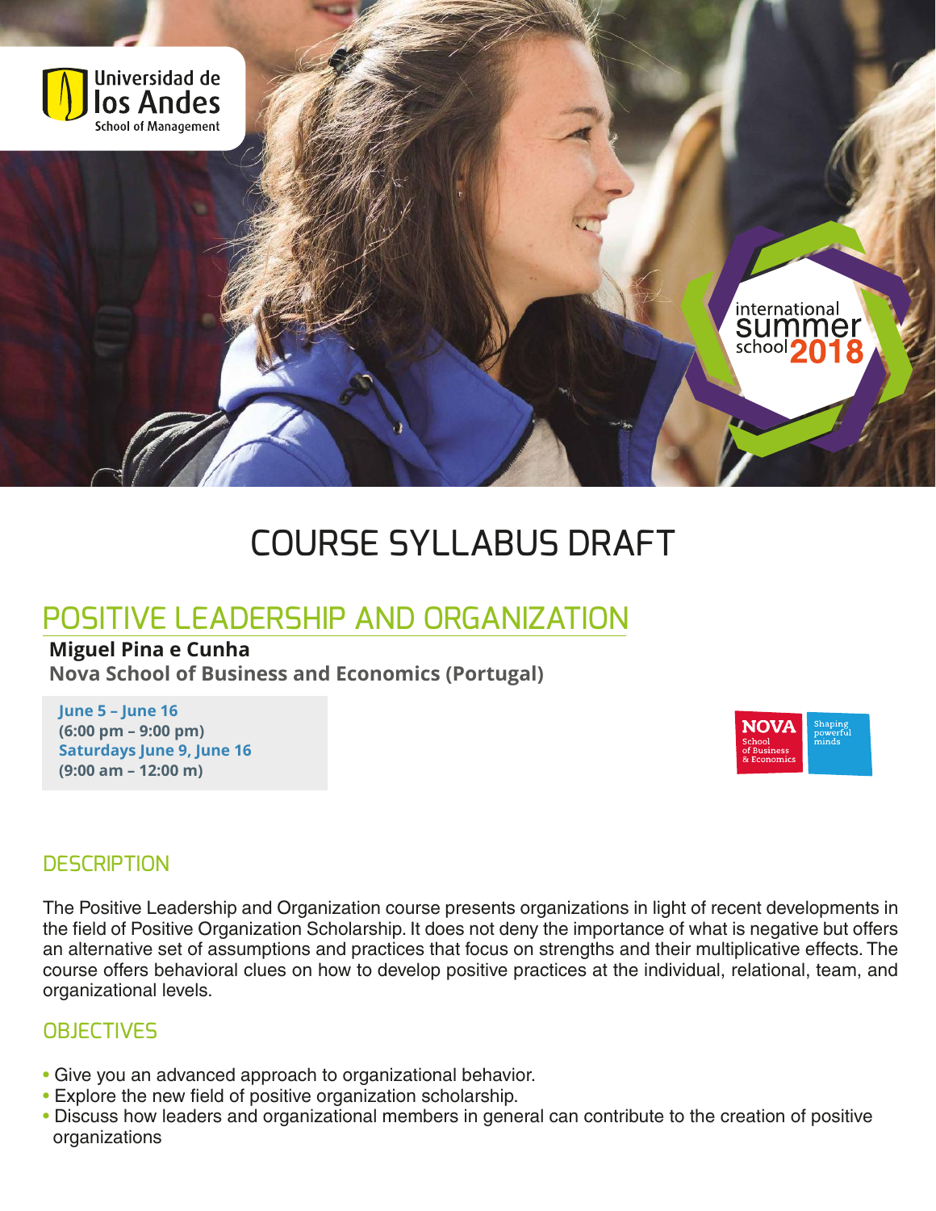# COURSE SYLLABUS DRAFT

## POSITIVE LEADERSHIP AND ORGANIZATION

**Miguel Pina e Cunha**
**Nova School of Business and Economics (Portugal)**

**June 5 – June 16**
**(6:00 pm – 9:00 pm)**
**Saturdays June 9, June 16**
**(9:00 am – 12:00 m)**

### DESCRIPTION

The Positive Leadership and Organization course presents organizations in light of recent developments in the field of Positive Organization Scholarship. It does not deny the importance of what is negative but offers an alternative set of assumptions and practices that focus on strengths and their multiplicative effects. The course offers behavioral clues on how to develop positive practices at the individual, relational, team, and organizational levels.

### OBJECTIVES

- Give you an advanced approach to organizational behavior.
- Explore the new field of positive organization scholarship.
- Discuss how leaders and organizational members in general can contribute to the creation of positive organizations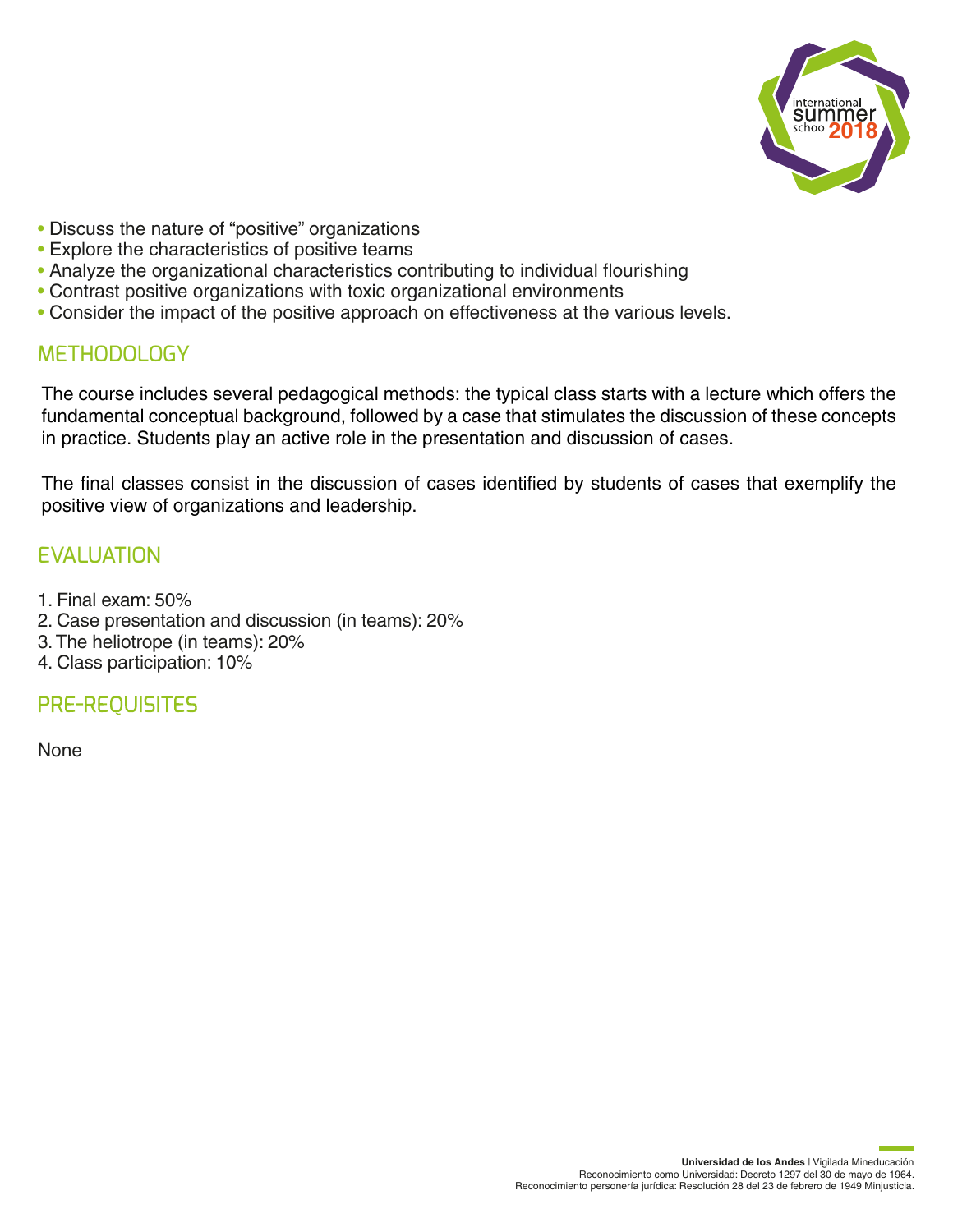- Discuss the nature of “positive” organizations
- Explore the characteristics of positive teams
- Analyze the organizational characteristics contributing to individual flourishing
- Contrast positive organizations with toxic organizational environments
- Consider the impact of the positive approach on effectiveness at the various levels.

## METHODOLOGY

The course includes several pedagogical methods: the typical class starts with a lecture which offers the fundamental conceptual background, followed by a case that stimulates the discussion of these concepts in practice. Students play an active role in the presentation and discussion of cases.

The final classes consist in the discussion of cases identified by students of cases that exemplify the positive view of organizations and leadership.

## EVALUATION

1. Final exam: 50%
2. Case presentation and discussion (in teams): 20%
3. The heliotrope (in teams): 20%
4. Class participation: 10%

## PRE-REQUISITES

None